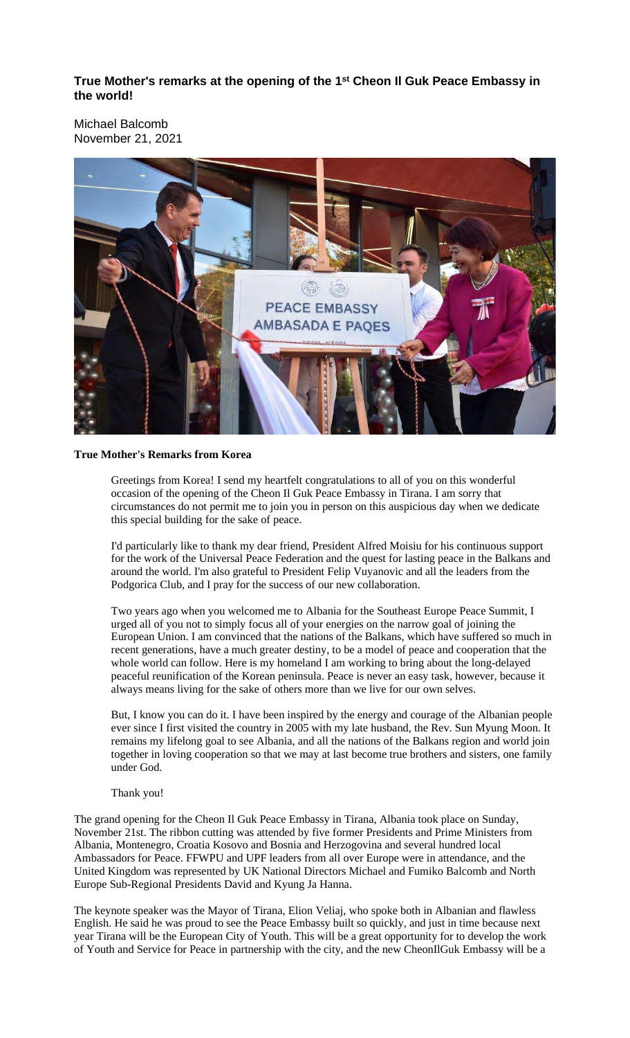**True Mother's remarks at the opening of the 1st Cheon Il Guk Peace Embassy in the world!**

Michael Balcomb
November 21, 2021

**True Mother's Remarks from Korea**

Greetings from Korea! I send my heartfelt congratulations to all of you on this wonderful occasion of the opening of the Cheon Il Guk Peace Embassy in Tirana. I am sorry that circumstances do not permit me to join you in person on this auspicious day when we dedicate this special building for the sake of peace.

I'd particularly like to thank my dear friend, President Alfred Moisiu for his continuous support for the work of the Universal Peace Federation and the quest for lasting peace in the Balkans and around the world. I'm also grateful to President Felip Vuyanovic and all the leaders from the Podgorica Club, and I pray for the success of our new collaboration.

Two years ago when you welcomed me to Albania for the Southeast Europe Peace Summit, I urged all of you not to simply focus all of your energies on the narrow goal of joining the European Union. I am convinced that the nations of the Balkans, which have suffered so much in recent generations, have a much greater destiny, to be a model of peace and cooperation that the whole world can follow. Here is my homeland I am working to bring about the long-delayed peaceful reunification of the Korean peninsula. Peace is never an easy task, however, because it always means living for the sake of others more than we live for our own selves.

But, I know you can do it. I have been inspired by the energy and courage of the Albanian people ever since I first visited the country in 2005 with my late husband, the Rev. Sun Myung Moon. It remains my lifelong goal to see Albania, and all the nations of the Balkans region and world join together in loving cooperation so that we may at last become true brothers and sisters, one family under God.

Thank you!

The grand opening for the Cheon Il Guk Peace Embassy in Tirana, Albania took place on Sunday, November 21st. The ribbon cutting was attended by five former Presidents and Prime Ministers from Albania, Montenegro, Croatia Kosovo and Bosnia and Herzogovina and several hundred local Ambassadors for Peace. FFWPU and UPF leaders from all over Europe were in attendance, and the United Kingdom was represented by UK National Directors Michael and Fumiko Balcomb and North Europe Sub-Regional Presidents David and Kyung Ja Hanna.

The keynote speaker was the Mayor of Tirana, Elion Veliaj, who spoke both in Albanian and flawless English. He said he was proud to see the Peace Embassy built so quickly, and just in time because next year Tirana will be the European City of Youth. This will be a great opportunity for to develop the work of Youth and Service for Peace in partnership with the city, and the new CheonIlGuk Embassy will be a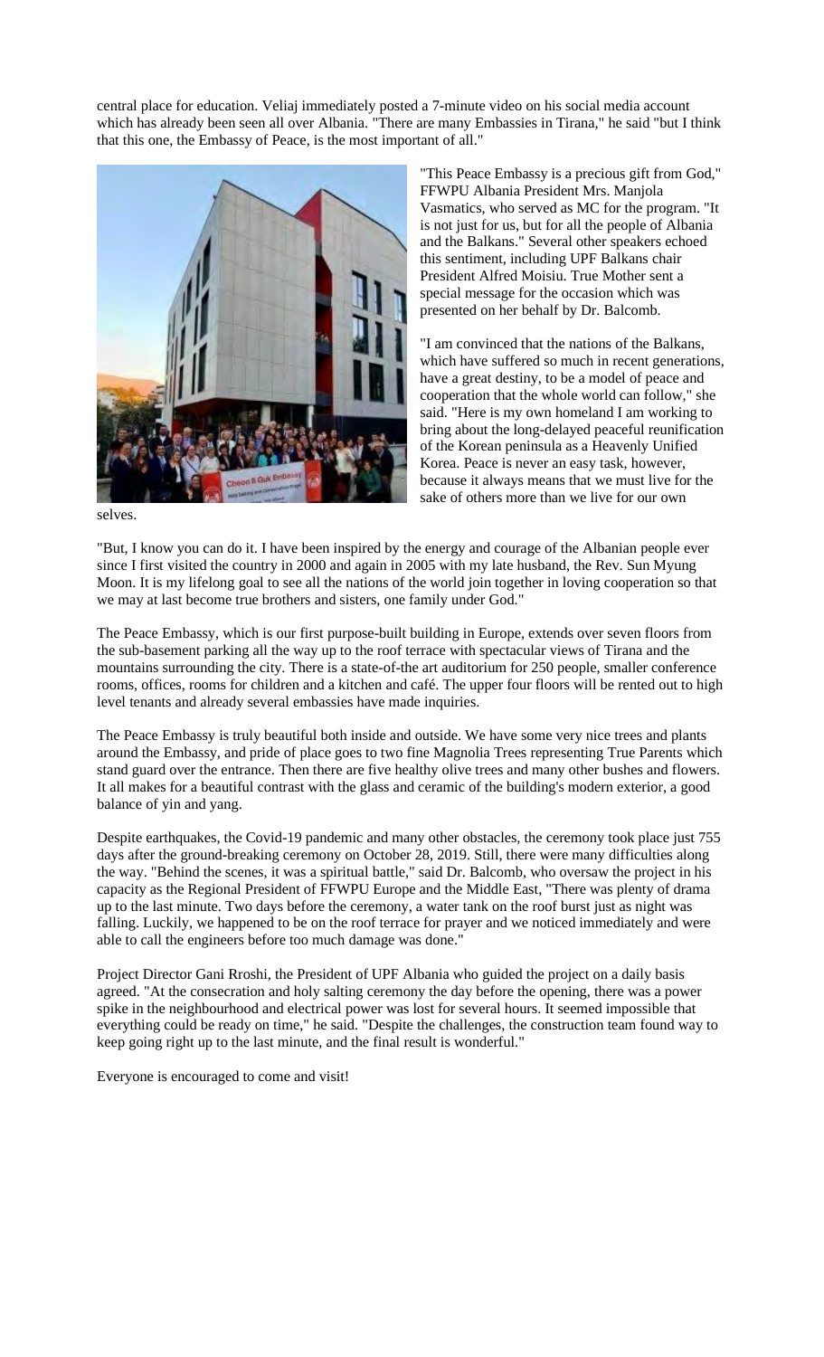central place for education. Veliaj immediately posted a 7-minute video on his social media account which has already been seen all over Albania. "There are many Embassies in Tirana," he said "but I think that this one, the Embassy of Peace, is the most important of all."

"This Peace Embassy is a precious gift from God," FFWPU Albania President Mrs. Manjola Vasmatics, who served as MC for the program. "It is not just for us, but for all the people of Albania and the Balkans." Several other speakers echoed this sentiment, including UPF Balkans chair President Alfred Moisiu. True Mother sent a special message for the occasion which was presented on her behalf by Dr. Balcomb.

"I am convinced that the nations of the Balkans, which have suffered so much in recent generations, have a great destiny, to be a model of peace and cooperation that the whole world can follow," she said. "Here is my own homeland I am working to bring about the long-delayed peaceful reunification of the Korean peninsula as a Heavenly Unified Korea. Peace is never an easy task, however, because it always means that we must live for the sake of others more than we live for our own selves.

"But, I know you can do it. I have been inspired by the energy and courage of the Albanian people ever since I first visited the country in 2000 and again in 2005 with my late husband, the Rev. Sun Myung Moon. It is my lifelong goal to see all the nations of the world join together in loving cooperation so that we may at last become true brothers and sisters, one family under God."

The Peace Embassy, which is our first purpose-built building in Europe, extends over seven floors from the sub-basement parking all the way up to the roof terrace with spectacular views of Tirana and the mountains surrounding the city. There is a state-of-the art auditorium for 250 people, smaller conference rooms, offices, rooms for children and a kitchen and café. The upper four floors will be rented out to high level tenants and already several embassies have made inquiries.

The Peace Embassy is truly beautiful both inside and outside. We have some very nice trees and plants around the Embassy, and pride of place goes to two fine Magnolia Trees representing True Parents which stand guard over the entrance. Then there are five healthy olive trees and many other bushes and flowers. It all makes for a beautiful contrast with the glass and ceramic of the building's modern exterior, a good balance of yin and yang.

Despite earthquakes, the Covid-19 pandemic and many other obstacles, the ceremony took place just 755 days after the ground-breaking ceremony on October 28, 2019. Still, there were many difficulties along the way. "Behind the scenes, it was a spiritual battle," said Dr. Balcomb, who oversaw the project in his capacity as the Regional President of FFWPU Europe and the Middle East, "There was plenty of drama up to the last minute. Two days before the ceremony, a water tank on the roof burst just as night was falling. Luckily, we happened to be on the roof terrace for prayer and we noticed immediately and were able to call the engineers before too much damage was done."

Project Director Gani Rroshi, the President of UPF Albania who guided the project on a daily basis agreed. "At the consecration and holy salting ceremony the day before the opening, there was a power spike in the neighbourhood and electrical power was lost for several hours. It seemed impossible that everything could be ready on time," he said. "Despite the challenges, the construction team found way to keep going right up to the last minute, and the final result is wonderful."

Everyone is encouraged to come and visit!